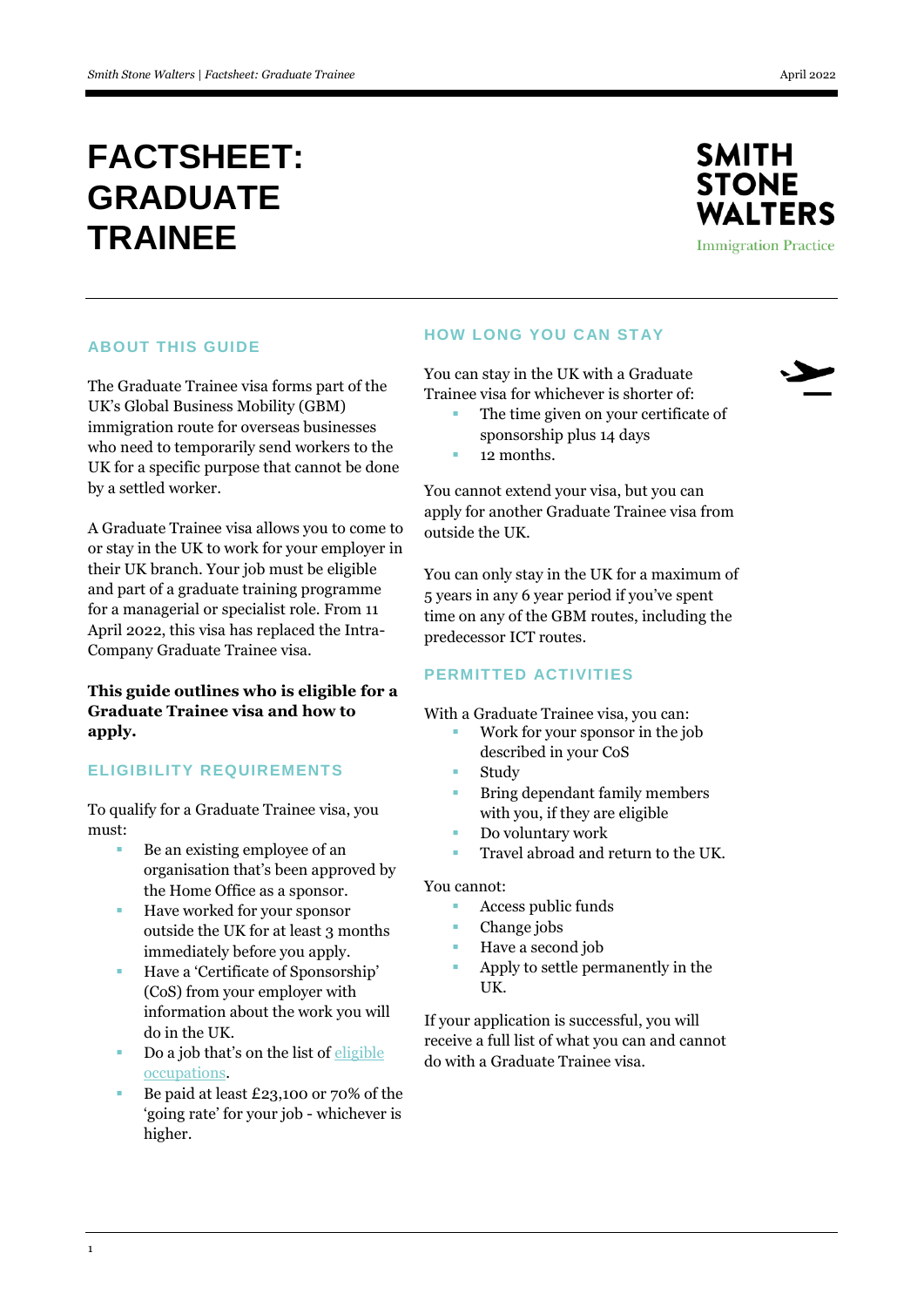# FACTSHEET: GRADUATE TRAINEE

SMITH STONE WALTERS
Immigration Practice

## ABOUT THIS GUIDE

The Graduate Trainee visa forms part of the UK's Global Business Mobility (GBM) immigration route for overseas businesses who need to temporarily send workers to the UK for a specific purpose that cannot be done by a settled worker.

A Graduate Trainee visa allows you to come to or stay in the UK to work for your employer in their UK branch. Your job must be eligible and part of a graduate training programme for a managerial or specialist role. From 11 April 2022, this visa has replaced the Intra-Company Graduate Trainee visa.

**This guide outlines who is eligible for a Graduate Trainee visa and how to apply.**

## ELIGIBILITY REQUIREMENTS

To qualify for a Graduate Trainee visa, you must:

- Be an existing employee of an organisation that's been approved by the Home Office as a sponsor.
- Have worked for your sponsor outside the UK for at least 3 months immediately before you apply.
- Have a 'Certificate of Sponsorship' (CoS) from your employer with information about the work you will do in the UK.
- Do a job that's on the list of eligible occupations.
- Be paid at least £23,100 or 70% of the 'going rate' for your job - whichever is higher.

## HOW LONG YOU CAN STAY

You can stay in the UK with a Graduate Trainee visa for whichever is shorter of:

- The time given on your certificate of sponsorship plus 14 days
- 12 months.

You cannot extend your visa, but you can apply for another Graduate Trainee visa from outside the UK.

You can only stay in the UK for a maximum of 5 years in any 6 year period if you've spent time on any of the GBM routes, including the predecessor ICT routes.

## PERMITTED ACTIVITIES

With a Graduate Trainee visa, you can:

- Work for your sponsor in the job described in your CoS
- Study
- Bring dependant family members with you, if they are eligible
- Do voluntary work
- Travel abroad and return to the UK.

You cannot:

- Access public funds
- Change jobs
- Have a second job
- Apply to settle permanently in the UK.

If your application is successful, you will receive a full list of what you can and cannot do with a Graduate Trainee visa.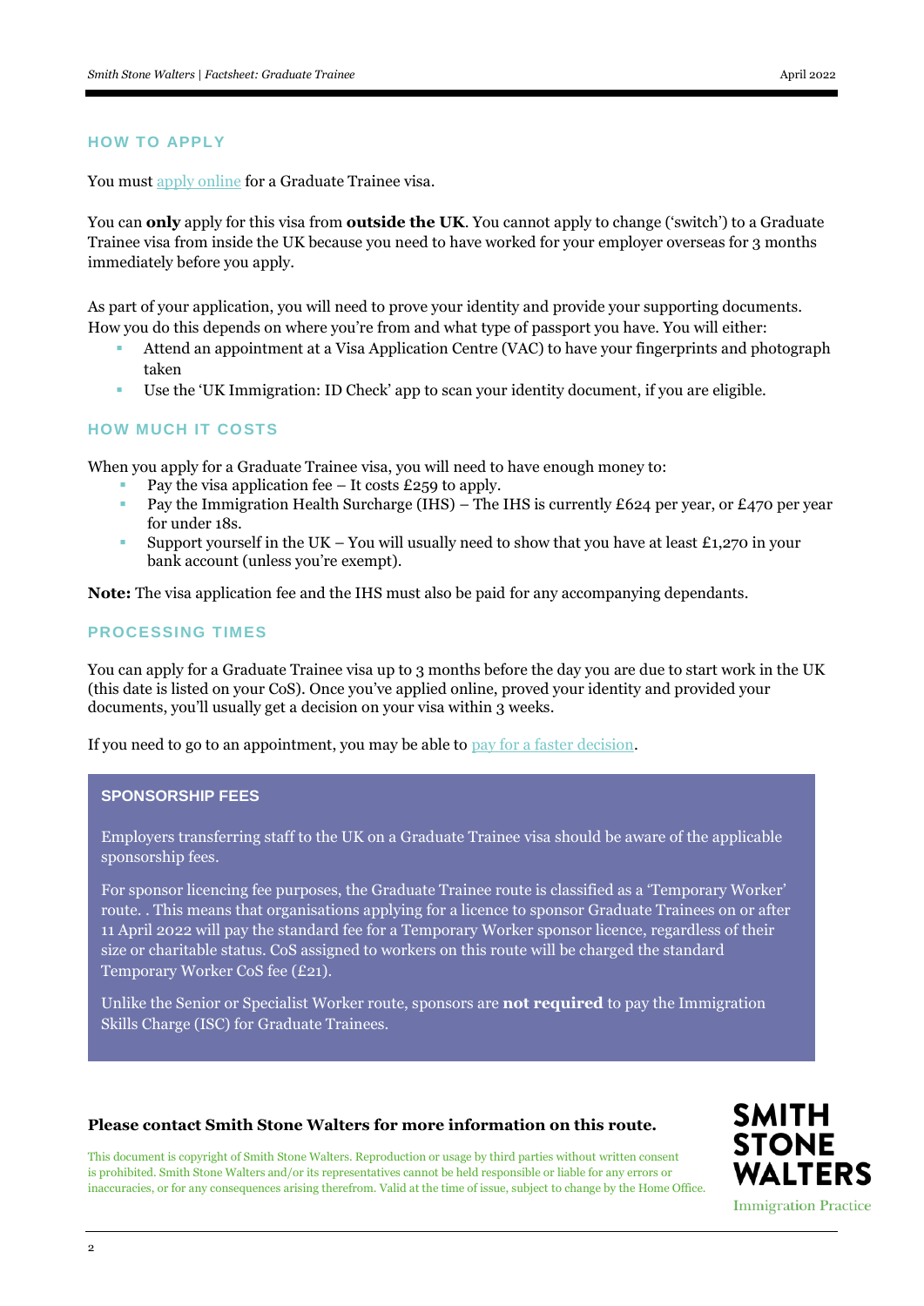## HOW TO APPLY

You must [apply online] for a Graduate Trainee visa.

You can **only** apply for this visa from **outside the UK**. You cannot apply to change ('switch') to a Graduate Trainee visa from inside the UK because you need to have worked for your employer overseas for 3 months immediately before you apply.

As part of your application, you will need to prove your identity and provide your supporting documents. How you do this depends on where you're from and what type of passport you have. You will either:

- Attend an appointment at a Visa Application Centre (VAC) to have your fingerprints and photograph taken
- Use the 'UK Immigration: ID Check' app to scan your identity document, if you are eligible.

## HOW MUCH IT COSTS

When you apply for a Graduate Trainee visa, you will need to have enough money to:

- Pay the visa application fee – It costs £259 to apply.
- Pay the Immigration Health Surcharge (IHS) – The IHS is currently £624 per year, or £470 per year for under 18s.
- Support yourself in the UK – You will usually need to show that you have at least £1,270 in your bank account (unless you're exempt).

**Note:** The visa application fee and the IHS must also be paid for any accompanying dependants.

## PROCESSING TIMES

You can apply for a Graduate Trainee visa up to 3 months before the day you are due to start work in the UK (this date is listed on your CoS). Once you've applied online, proved your identity and provided your documents, you'll usually get a decision on your visa within 3 weeks.

If you need to go to an appointment, you may be able to [pay for a faster decision].

### SPONSORSHIP FEES

Employers transferring staff to the UK on a Graduate Trainee visa should be aware of the applicable sponsorship fees.

For sponsor licencing fee purposes, the Graduate Trainee route is classified as a 'Temporary Worker' route. . This means that organisations applying for a licence to sponsor Graduate Trainees on or after 11 April 2022 will pay the standard fee for a Temporary Worker sponsor licence, regardless of their size or charitable status. CoS assigned to workers on this route will be charged the standard Temporary Worker CoS fee (£21).

Unlike the Senior or Specialist Worker route, sponsors are **not required** to pay the Immigration Skills Charge (ISC) for Graduate Trainees.

**Please contact Smith Stone Walters for more information on this route.**

This document is copyright of Smith Stone Walters. Reproduction or usage by third parties without written consent is prohibited. Smith Stone Walters and/or its representatives cannot be held responsible or liable for any errors or inaccuracies, or for any consequences arising therefrom. Valid at the time of issue, subject to change by the Home Office.

SMITH STONE WALTERS
Immigration Practice